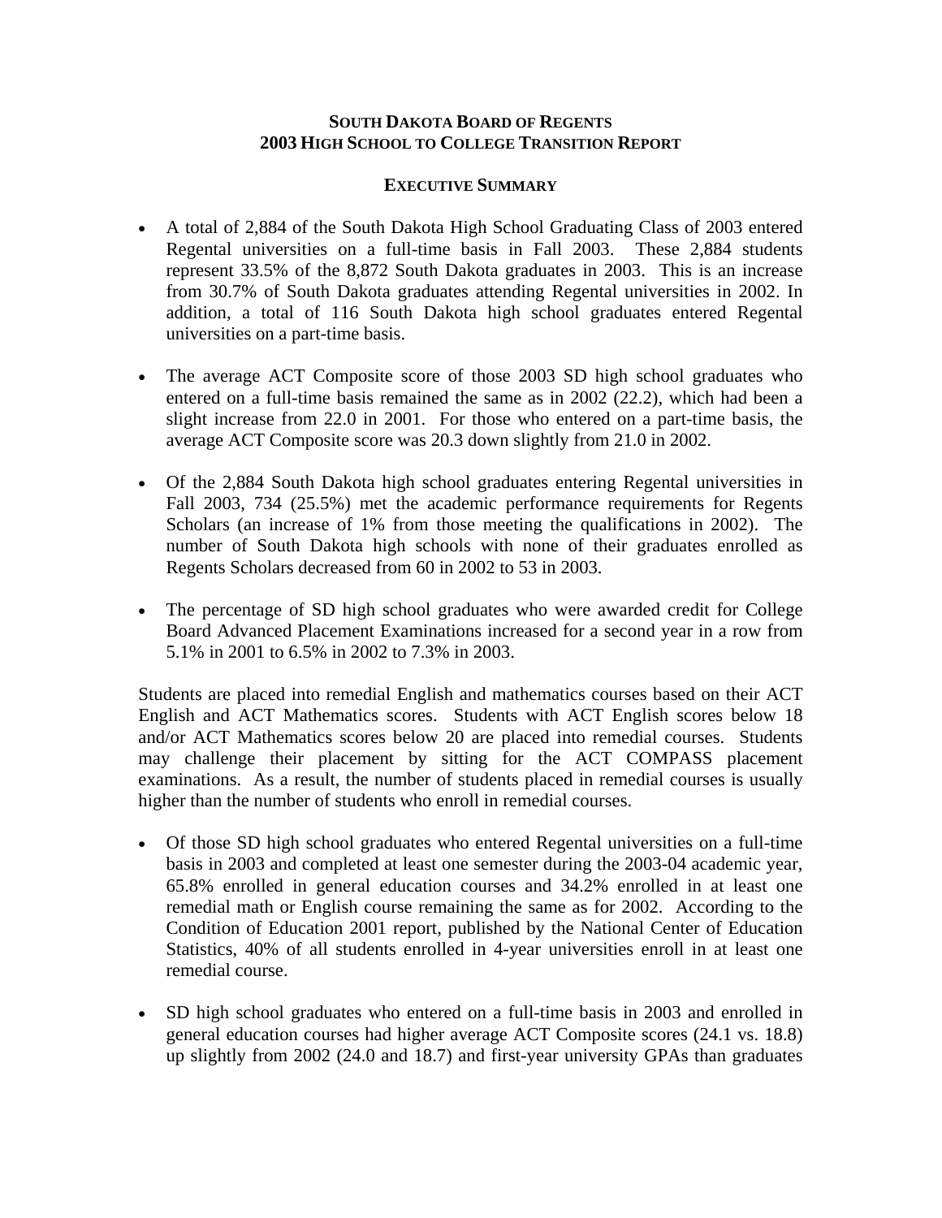# South Dakota Board of Regents
# 2003 High School to College Transition Report

## Executive Summary

- A total of 2,884 of the South Dakota High School Graduating Class of 2003 entered Regental universities on a full-time basis in Fall 2003. These 2,884 students represent 33.5% of the 8,872 South Dakota graduates in 2003. This is an increase from 30.7% of South Dakota graduates attending Regental universities in 2002. In addition, a total of 116 South Dakota high school graduates entered Regental universities on a part-time basis.

- The average ACT Composite score of those 2003 SD high school graduates who entered on a full-time basis remained the same as in 2002 (22.2), which had been a slight increase from 22.0 in 2001. For those who entered on a part-time basis, the average ACT Composite score was 20.3 down slightly from 21.0 in 2002.

- Of the 2,884 South Dakota high school graduates entering Regental universities in Fall 2003, 734 (25.5%) met the academic performance requirements for Regents Scholars (an increase of 1% from those meeting the qualifications in 2002). The number of South Dakota high schools with none of their graduates enrolled as Regents Scholars decreased from 60 in 2002 to 53 in 2003.

- The percentage of SD high school graduates who were awarded credit for College Board Advanced Placement Examinations increased for a second year in a row from 5.1% in 2001 to 6.5% in 2002 to 7.3% in 2003.

Students are placed into remedial English and mathematics courses based on their ACT English and ACT Mathematics scores. Students with ACT English scores below 18 and/or ACT Mathematics scores below 20 are placed into remedial courses. Students may challenge their placement by sitting for the ACT COMPASS placement examinations. As a result, the number of students placed in remedial courses is usually higher than the number of students who enroll in remedial courses.

- Of those SD high school graduates who entered Regental universities on a full-time basis in 2003 and completed at least one semester during the 2003-04 academic year, 65.8% enrolled in general education courses and 34.2% enrolled in at least one remedial math or English course remaining the same as for 2002. According to the Condition of Education 2001 report, published by the National Center of Education Statistics, 40% of all students enrolled in 4-year universities enroll in at least one remedial course.

- SD high school graduates who entered on a full-time basis in 2003 and enrolled in general education courses had higher average ACT Composite scores (24.1 vs. 18.8) up slightly from 2002 (24.0 and 18.7) and first-year university GPAs than graduates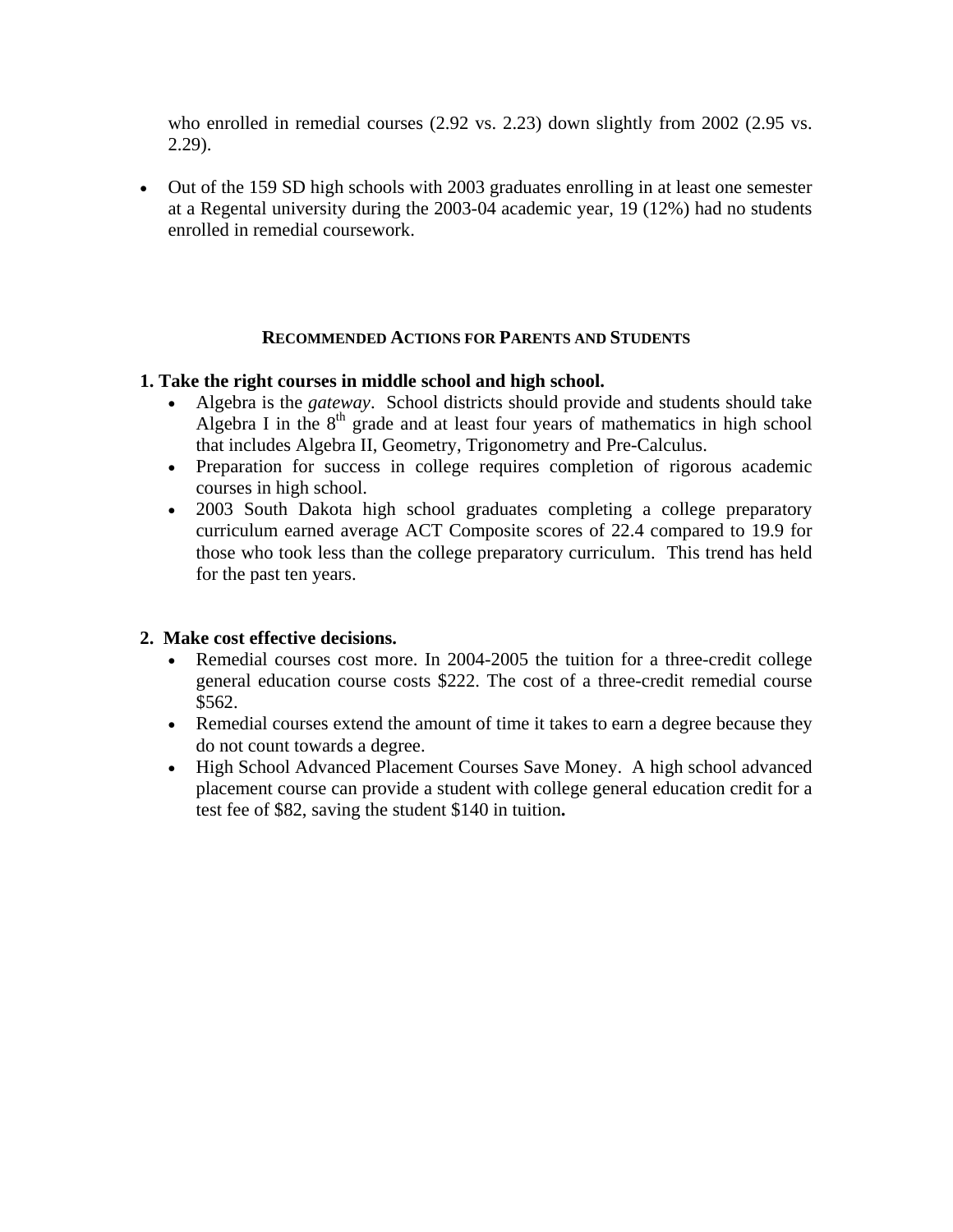who enrolled in remedial courses (2.92 vs. 2.23) down slightly from 2002 (2.95 vs. 2.29).

- Out of the 159 SD high schools with 2003 graduates enrolling in at least one semester at a Regental university during the 2003-04 academic year, 19 (12%) had no students enrolled in remedial coursework.

## RECOMMENDED ACTIONS FOR PARENTS AND STUDENTS

**1. Take the right courses in middle school and high school.**

- Algebra is the *gateway*. School districts should provide and students should take Algebra I in the 8th grade and at least four years of mathematics in high school that includes Algebra II, Geometry, Trigonometry and Pre-Calculus.
- Preparation for success in college requires completion of rigorous academic courses in high school.
- 2003 South Dakota high school graduates completing a college preparatory curriculum earned average ACT Composite scores of 22.4 compared to 19.9 for those who took less than the college preparatory curriculum. This trend has held for the past ten years.

**2. Make cost effective decisions.**

- Remedial courses cost more. In 2004-2005 the tuition for a three-credit college general education course costs $222. The cost of a three-credit remedial course $562.
- Remedial courses extend the amount of time it takes to earn a degree because they do not count towards a degree.
- High School Advanced Placement Courses Save Money. A high school advanced placement course can provide a student with college general education credit for a test fee of $82, saving the student $140 in tuition**.**